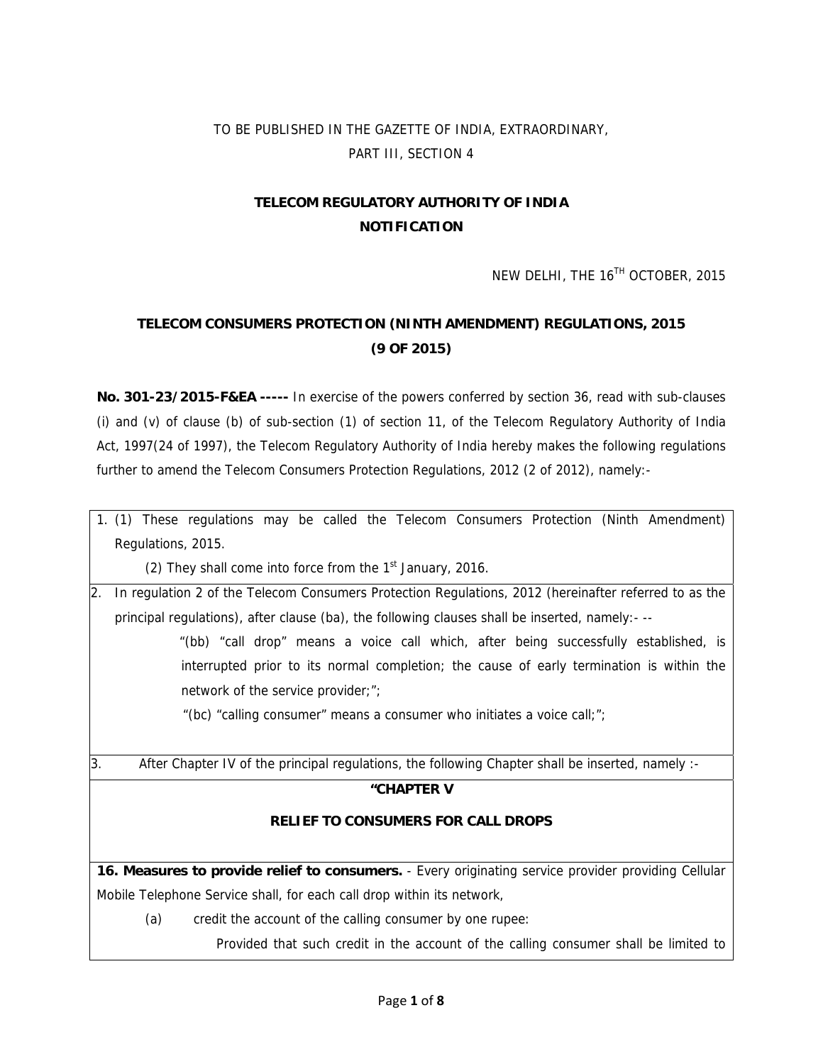TO BE PUBLISHED IN THE GAZETTE OF INDIA, EXTRAORDINARY,
PART III, SECTION 4

**TELECOM REGULATORY AUTHORITY OF INDIA**
**NOTIFICATION**

NEW DELHI, THE 16TH OCTOBER, 2015

**TELECOM CONSUMERS PROTECTION (NINTH AMENDMENT) REGULATIONS, 2015**
**(9 OF 2015)**

**No. 301-23/2015-F&EA -----** In exercise of the powers conferred by section 36, read with sub-clauses (i) and (v) of clause (b) of sub-section (1) of section 11, of the Telecom Regulatory Authority of India Act, 1997(24 of 1997), the Telecom Regulatory Authority of India hereby makes the following regulations further to amend the Telecom Consumers Protection Regulations, 2012 (2 of 2012), namely:-

1. (1) These regulations may be called the Telecom Consumers Protection (Ninth Amendment) Regulations, 2015.

   (2) They shall come into force from the 1st January, 2016.

2. In regulation 2 of the Telecom Consumers Protection Regulations, 2012 (hereinafter referred to as the principal regulations), after clause (ba), the following clauses shall be inserted, namely:- --

   "(bb) "call drop" means a voice call which, after being successfully established, is interrupted prior to its normal completion; the cause of early termination is within the network of the service provider;";

   "(bc) "calling consumer" means a consumer who initiates a voice call;";

3. After Chapter IV of the principal regulations, the following Chapter shall be inserted, namely :-

**"CHAPTER V**

**RELIEF TO CONSUMERS FOR CALL DROPS**

**16. Measures to provide relief to consumers.** - Every originating service provider providing Cellular Mobile Telephone Service shall, for each call drop within its network,

(a) credit the account of the calling consumer by one rupee:

Provided that such credit in the account of the calling consumer shall be limited to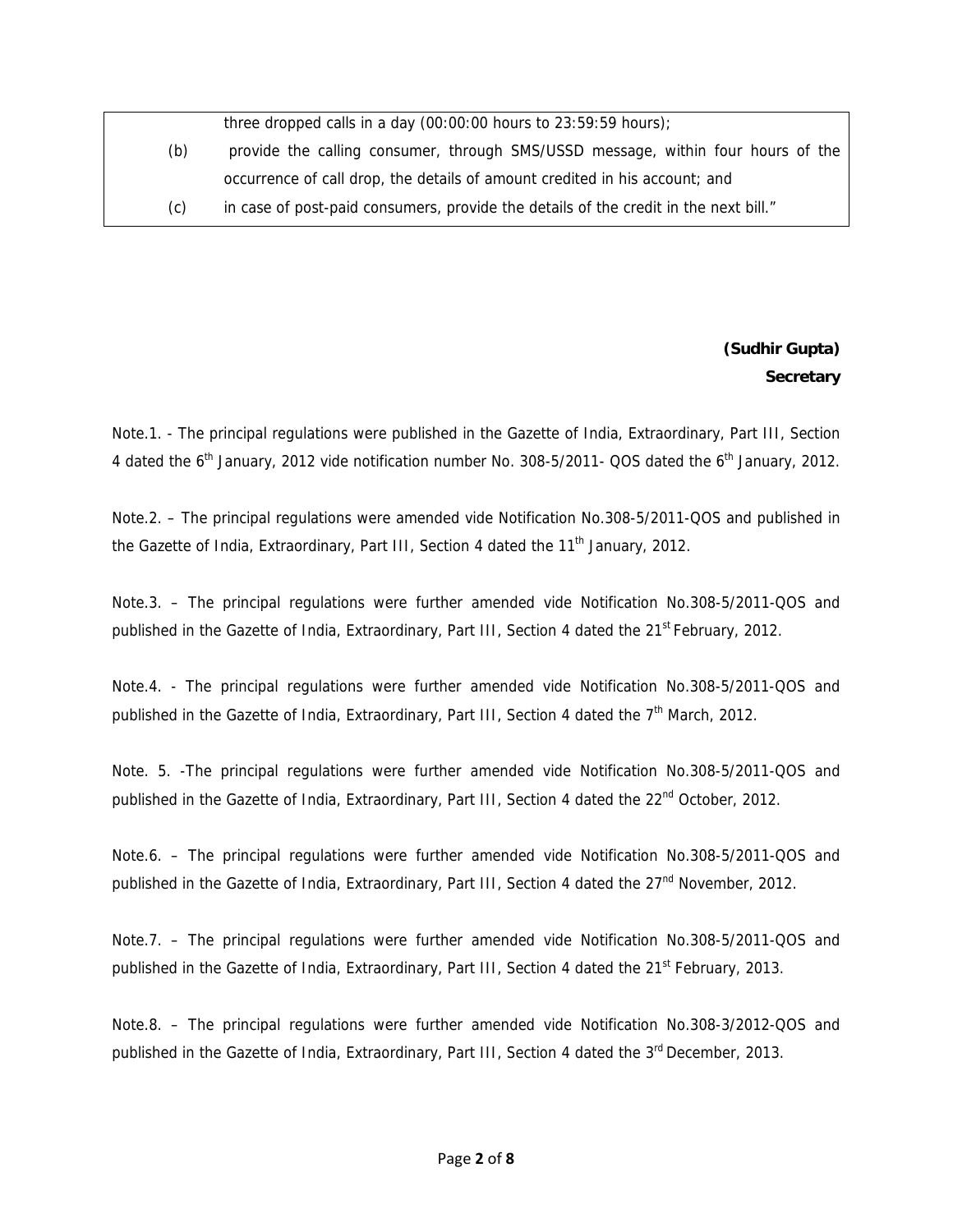three dropped calls in a day (00:00:00 hours to 23:59:59 hours);

(b) provide the calling consumer, through SMS/USSD message, within four hours of the occurrence of call drop, the details of amount credited in his account; and

(c) in case of post-paid consumers, provide the details of the credit in the next bill."

**(Sudhir Gupta)**
**Secretary**

Note.1. - The principal regulations were published in the Gazette of India, Extraordinary, Part III, Section 4 dated the 6th January, 2012 vide notification number No. 308-5/2011- QOS dated the 6th January, 2012.

Note.2. – The principal regulations were amended vide Notification No.308-5/2011-QOS and published in the Gazette of India, Extraordinary, Part III, Section 4 dated the 11th January, 2012.

Note.3. – The principal regulations were further amended vide Notification No.308-5/2011-QOS and published in the Gazette of India, Extraordinary, Part III, Section 4 dated the 21st February, 2012.

Note.4. - The principal regulations were further amended vide Notification No.308-5/2011-QOS and published in the Gazette of India, Extraordinary, Part III, Section 4 dated the 7th March, 2012.

Note. 5. -The principal regulations were further amended vide Notification No.308-5/2011-QOS and published in the Gazette of India, Extraordinary, Part III, Section 4 dated the 22nd October, 2012.

Note.6. – The principal regulations were further amended vide Notification No.308-5/2011-QOS and published in the Gazette of India, Extraordinary, Part III, Section 4 dated the 27nd November, 2012.

Note.7. – The principal regulations were further amended vide Notification No.308-5/2011-QOS and published in the Gazette of India, Extraordinary, Part III, Section 4 dated the 21st February, 2013.

Note.8. – The principal regulations were further amended vide Notification No.308-3/2012-QOS and published in the Gazette of India, Extraordinary, Part III, Section 4 dated the 3rd December, 2013.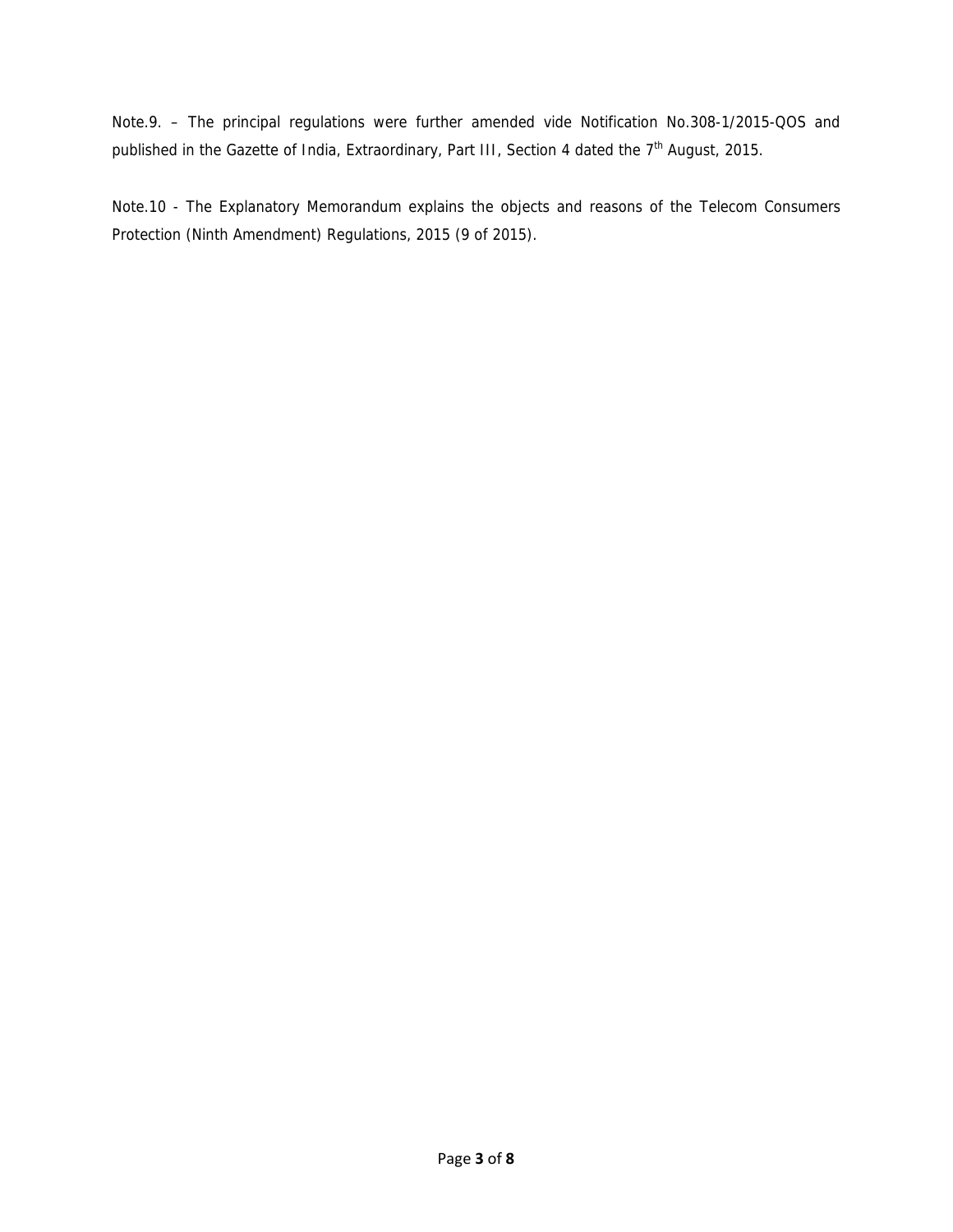Note.9. – The principal regulations were further amended vide Notification No.308-1/2015-QOS and published in the Gazette of India, Extraordinary, Part III, Section 4 dated the 7th August, 2015.

Note.10 - The Explanatory Memorandum explains the objects and reasons of the Telecom Consumers Protection (Ninth Amendment) Regulations, 2015 (9 of 2015).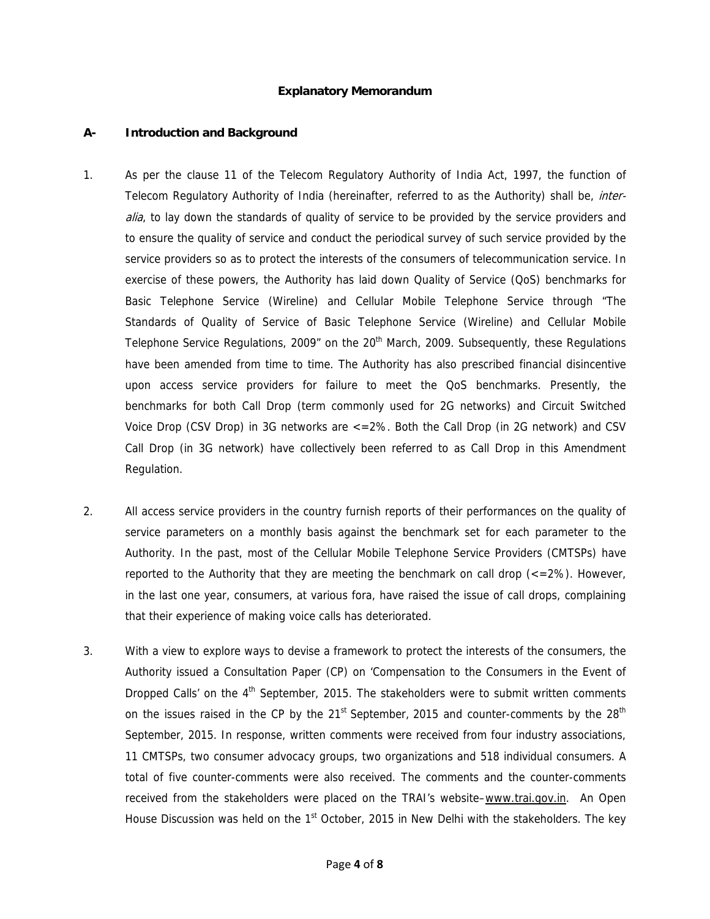## Explanatory Memorandum

### A- Introduction and Background

1. As per the clause 11 of the Telecom Regulatory Authority of India Act, 1997, the function of Telecom Regulatory Authority of India (hereinafter, referred to as the Authority) shall be, *inter-alia*, to lay down the standards of quality of service to be provided by the service providers and to ensure the quality of service and conduct the periodical survey of such service provided by the service providers so as to protect the interests of the consumers of telecommunication service. In exercise of these powers, the Authority has laid down Quality of Service (QoS) benchmarks for Basic Telephone Service (Wireline) and Cellular Mobile Telephone Service through "The Standards of Quality of Service of Basic Telephone Service (Wireline) and Cellular Mobile Telephone Service Regulations, 2009" on the 20th March, 2009. Subsequently, these Regulations have been amended from time to time. The Authority has also prescribed financial disincentive upon access service providers for failure to meet the QoS benchmarks. Presently, the benchmarks for both Call Drop (term commonly used for 2G networks) and Circuit Switched Voice Drop (CSV Drop) in 3G networks are <=2%. Both the Call Drop (in 2G network) and CSV Call Drop (in 3G network) have collectively been referred to as Call Drop in this Amendment Regulation.

2. All access service providers in the country furnish reports of their performances on the quality of service parameters on a monthly basis against the benchmark set for each parameter to the Authority. In the past, most of the Cellular Mobile Telephone Service Providers (CMTSPs) have reported to the Authority that they are meeting the benchmark on call drop (<=2%). However, in the last one year, consumers, at various fora, have raised the issue of call drops, complaining that their experience of making voice calls has deteriorated.

3. With a view to explore ways to devise a framework to protect the interests of the consumers, the Authority issued a Consultation Paper (CP) on 'Compensation to the Consumers in the Event of Dropped Calls' on the 4th September, 2015. The stakeholders were to submit written comments on the issues raised in the CP by the 21st September, 2015 and counter-comments by the 28th September, 2015. In response, written comments were received from four industry associations, 11 CMTSPs, two consumer advocacy groups, two organizations and 518 individual consumers. A total of five counter-comments were also received. The comments and the counter-comments received from the stakeholders were placed on the TRAI's website–www.trai.gov.in. An Open House Discussion was held on the 1st October, 2015 in New Delhi with the stakeholders. The key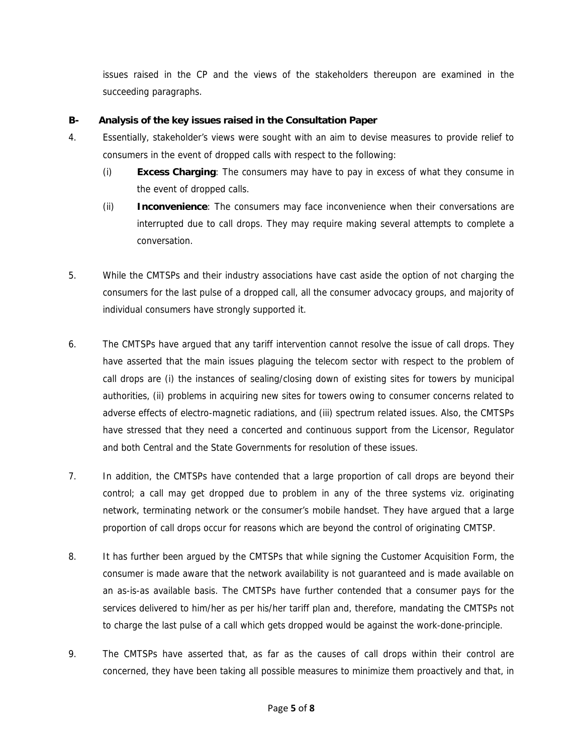issues raised in the CP and the views of the stakeholders thereupon are examined in the succeeding paragraphs.

**B- Analysis of the key issues raised in the Consultation Paper**

4. Essentially, stakeholder's views were sought with an aim to devise measures to provide relief to consumers in the event of dropped calls with respect to the following:

   (i) **Excess Charging**: The consumers may have to pay in excess of what they consume in the event of dropped calls.

   (ii) **Inconvenience**: The consumers may face inconvenience when their conversations are interrupted due to call drops. They may require making several attempts to complete a conversation.

5. While the CMTSPs and their industry associations have cast aside the option of not charging the consumers for the last pulse of a dropped call, all the consumer advocacy groups, and majority of individual consumers have strongly supported it.

6. The CMTSPs have argued that any tariff intervention cannot resolve the issue of call drops. They have asserted that the main issues plaguing the telecom sector with respect to the problem of call drops are (i) the instances of sealing/closing down of existing sites for towers by municipal authorities, (ii) problems in acquiring new sites for towers owing to consumer concerns related to adverse effects of electro-magnetic radiations, and (iii) spectrum related issues. Also, the CMTSPs have stressed that they need a concerted and continuous support from the Licensor, Regulator and both Central and the State Governments for resolution of these issues.

7. In addition, the CMTSPs have contended that a large proportion of call drops are beyond their control; a call may get dropped due to problem in any of the three systems viz. originating network, terminating network or the consumer's mobile handset. They have argued that a large proportion of call drops occur for reasons which are beyond the control of originating CMTSP.

8. It has further been argued by the CMTSPs that while signing the Customer Acquisition Form, the consumer is made aware that the network availability is not guaranteed and is made available on an as-is-as available basis. The CMTSPs have further contended that a consumer pays for the services delivered to him/her as per his/her tariff plan and, therefore, mandating the CMTSPs not to charge the last pulse of a call which gets dropped would be against the work-done-principle.

9. The CMTSPs have asserted that, as far as the causes of call drops within their control are concerned, they have been taking all possible measures to minimize them proactively and that, in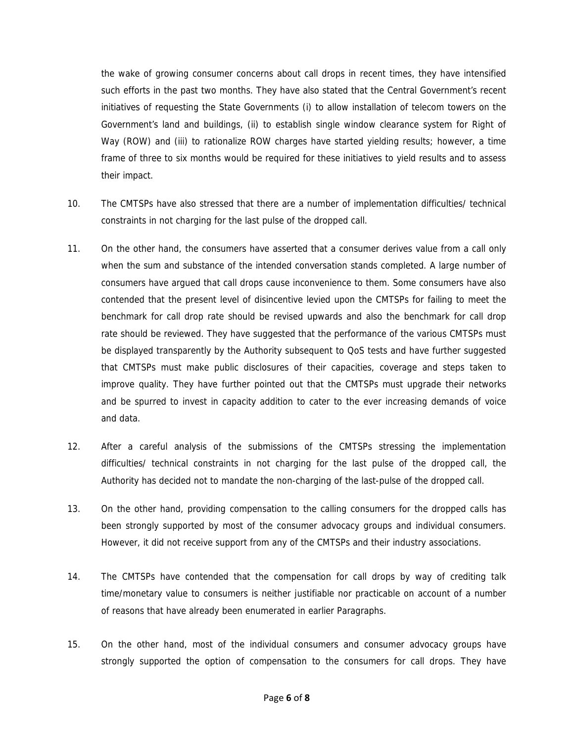the wake of growing consumer concerns about call drops in recent times, they have intensified such efforts in the past two months. They have also stated that the Central Government's recent initiatives of requesting the State Governments (i) to allow installation of telecom towers on the Government's land and buildings, (ii) to establish single window clearance system for Right of Way (ROW) and (iii) to rationalize ROW charges have started yielding results; however, a time frame of three to six months would be required for these initiatives to yield results and to assess their impact.

10. The CMTSPs have also stressed that there are a number of implementation difficulties/ technical constraints in not charging for the last pulse of the dropped call.

11. On the other hand, the consumers have asserted that a consumer derives value from a call only when the sum and substance of the intended conversation stands completed. A large number of consumers have argued that call drops cause inconvenience to them. Some consumers have also contended that the present level of disincentive levied upon the CMTSPs for failing to meet the benchmark for call drop rate should be revised upwards and also the benchmark for call drop rate should be reviewed. They have suggested that the performance of the various CMTSPs must be displayed transparently by the Authority subsequent to QoS tests and have further suggested that CMTSPs must make public disclosures of their capacities, coverage and steps taken to improve quality. They have further pointed out that the CMTSPs must upgrade their networks and be spurred to invest in capacity addition to cater to the ever increasing demands of voice and data.

12. After a careful analysis of the submissions of the CMTSPs stressing the implementation difficulties/ technical constraints in not charging for the last pulse of the dropped call, the Authority has decided not to mandate the non-charging of the last-pulse of the dropped call.

13. On the other hand, providing compensation to the calling consumers for the dropped calls has been strongly supported by most of the consumer advocacy groups and individual consumers. However, it did not receive support from any of the CMTSPs and their industry associations.

14. The CMTSPs have contended that the compensation for call drops by way of crediting talk time/monetary value to consumers is neither justifiable nor practicable on account of a number of reasons that have already been enumerated in earlier Paragraphs.

15. On the other hand, most of the individual consumers and consumer advocacy groups have strongly supported the option of compensation to the consumers for call drops. They have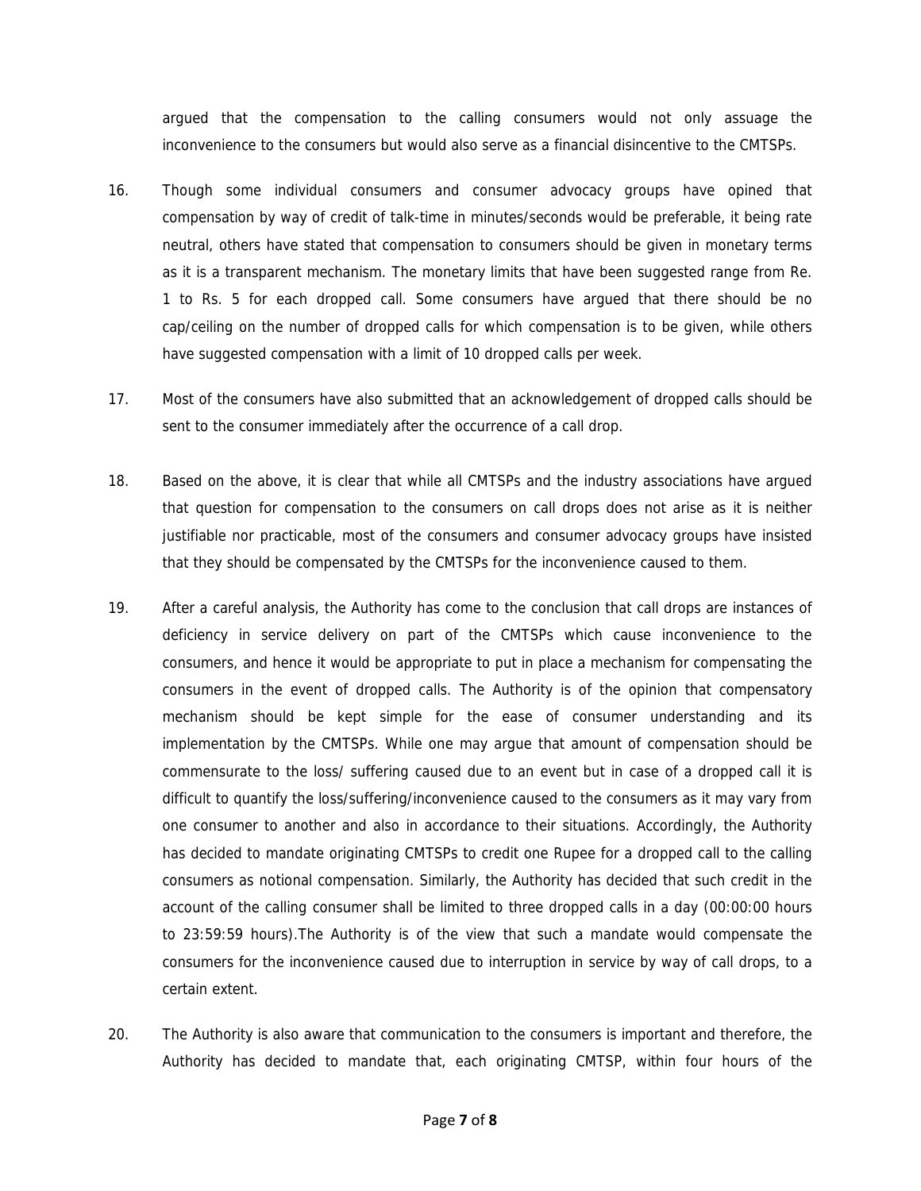argued that the compensation to the calling consumers would not only assuage the inconvenience to the consumers but would also serve as a financial disincentive to the CMTSPs.

16. Though some individual consumers and consumer advocacy groups have opined that compensation by way of credit of talk-time in minutes/seconds would be preferable, it being rate neutral, others have stated that compensation to consumers should be given in monetary terms as it is a transparent mechanism. The monetary limits that have been suggested range from Re. 1 to Rs. 5 for each dropped call. Some consumers have argued that there should be no cap/ceiling on the number of dropped calls for which compensation is to be given, while others have suggested compensation with a limit of 10 dropped calls per week.

17. Most of the consumers have also submitted that an acknowledgement of dropped calls should be sent to the consumer immediately after the occurrence of a call drop.

18. Based on the above, it is clear that while all CMTSPs and the industry associations have argued that question for compensation to the consumers on call drops does not arise as it is neither justifiable nor practicable, most of the consumers and consumer advocacy groups have insisted that they should be compensated by the CMTSPs for the inconvenience caused to them.

19. After a careful analysis, the Authority has come to the conclusion that call drops are instances of deficiency in service delivery on part of the CMTSPs which cause inconvenience to the consumers, and hence it would be appropriate to put in place a mechanism for compensating the consumers in the event of dropped calls. The Authority is of the opinion that compensatory mechanism should be kept simple for the ease of consumer understanding and its implementation by the CMTSPs. While one may argue that amount of compensation should be commensurate to the loss/ suffering caused due to an event but in case of a dropped call it is difficult to quantify the loss/suffering/inconvenience caused to the consumers as it may vary from one consumer to another and also in accordance to their situations. Accordingly, the Authority has decided to mandate originating CMTSPs to credit one Rupee for a dropped call to the calling consumers as notional compensation. Similarly, the Authority has decided that such credit in the account of the calling consumer shall be limited to three dropped calls in a day (00:00:00 hours to 23:59:59 hours).The Authority is of the view that such a mandate would compensate the consumers for the inconvenience caused due to interruption in service by way of call drops, to a certain extent.

20. The Authority is also aware that communication to the consumers is important and therefore, the Authority has decided to mandate that, each originating CMTSP, within four hours of the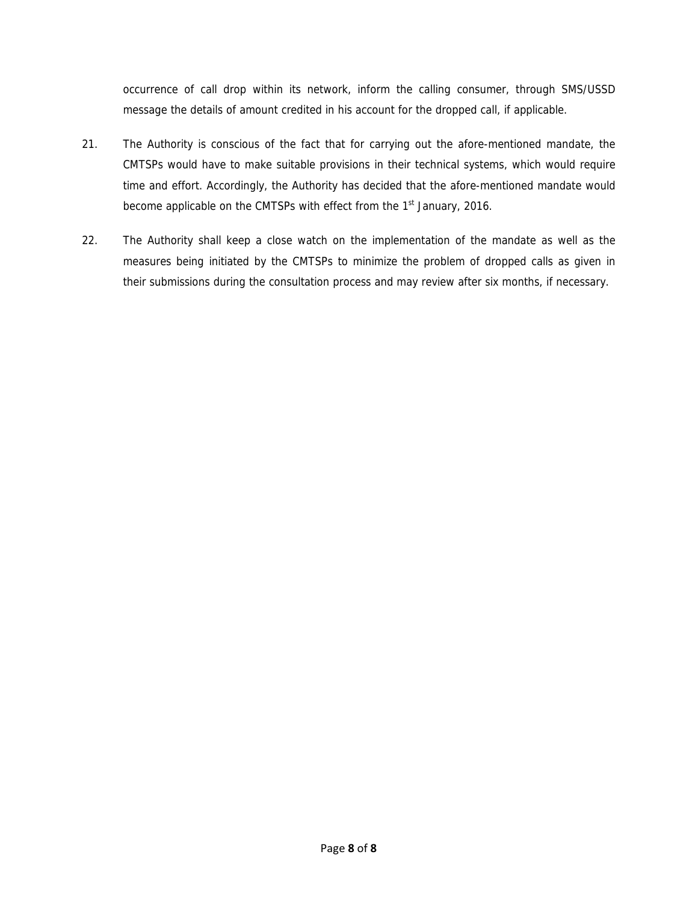occurrence of call drop within its network, inform the calling consumer, through SMS/USSD message the details of amount credited in his account for the dropped call, if applicable.

21. The Authority is conscious of the fact that for carrying out the afore-mentioned mandate, the CMTSPs would have to make suitable provisions in their technical systems, which would require time and effort. Accordingly, the Authority has decided that the afore-mentioned mandate would become applicable on the CMTSPs with effect from the 1st January, 2016.

22. The Authority shall keep a close watch on the implementation of the mandate as well as the measures being initiated by the CMTSPs to minimize the problem of dropped calls as given in their submissions during the consultation process and may review after six months, if necessary.